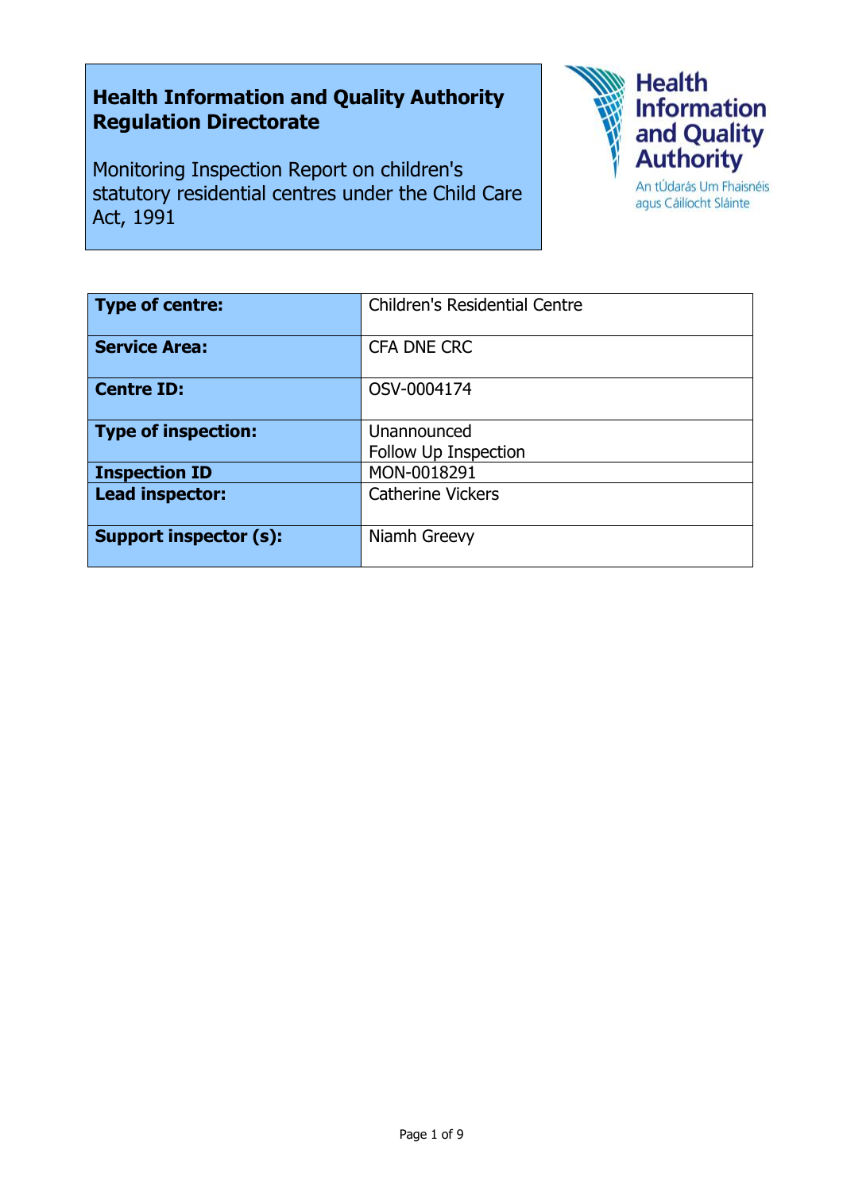**Health Information and Quality Authority**
**Regulation Directorate**

Monitoring Inspection Report on children's statutory residential centres under the Child Care Act, 1991

Health Information and Quality Authority

An tÚdarás Um Fhaisnéis agus Cáilíocht Sláinte

| | |
|---|---|
| **Type of centre:** | Children's Residential Centre |
| **Service Area:** | CFA DNE CRC |
| **Centre ID:** | OSV-0004174 |
| **Type of inspection:** | Unannounced<br>Follow Up Inspection |
| **Inspection ID** | MON-0018291 |
| **Lead inspector:** | Catherine Vickers |
| **Support inspector (s):** | Niamh Greevy |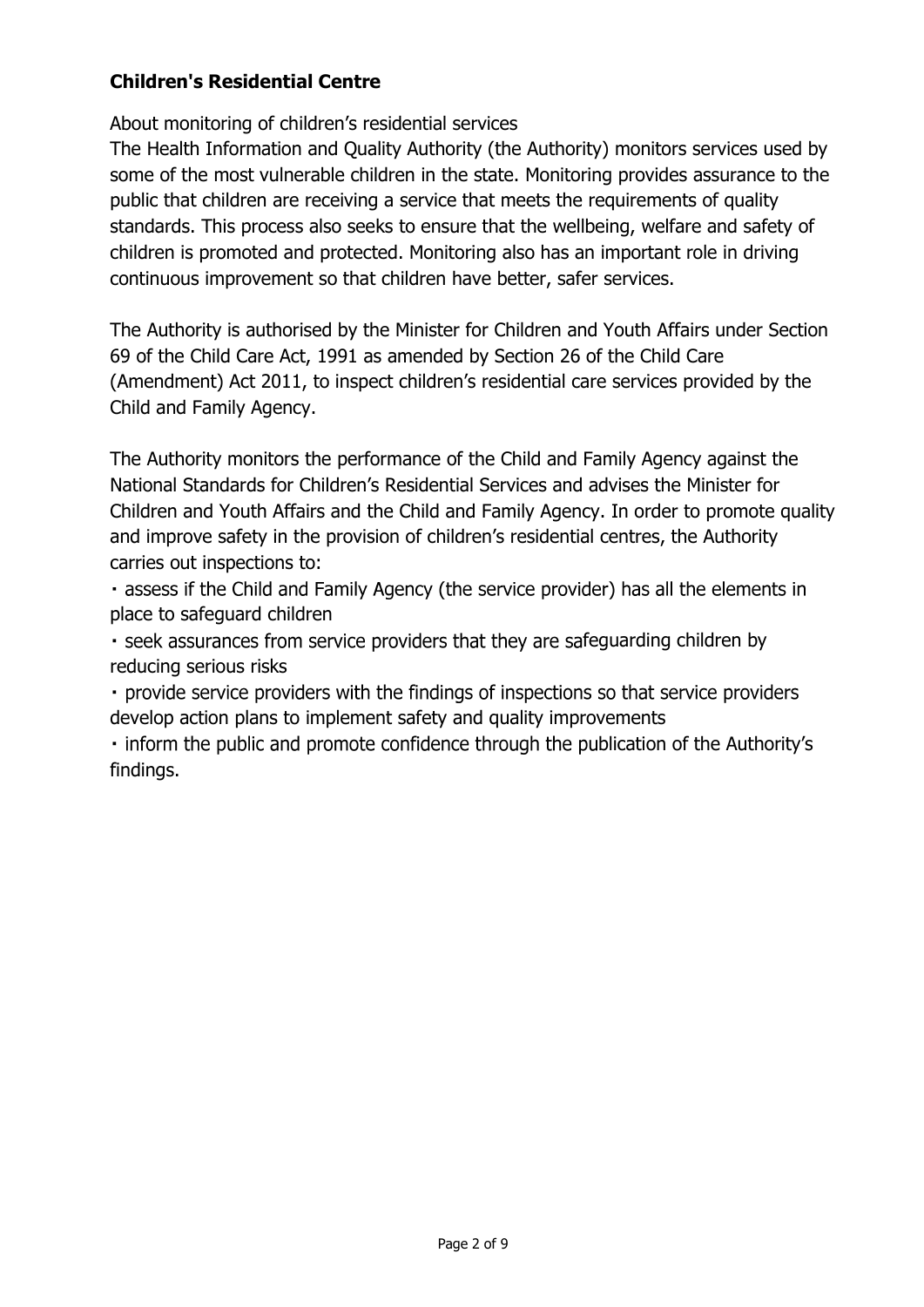**Children's Residential Centre**

About monitoring of children’s residential services

The Health Information and Quality Authority (the Authority) monitors services used by some of the most vulnerable children in the state. Monitoring provides assurance to the public that children are receiving a service that meets the requirements of quality standards. This process also seeks to ensure that the wellbeing, welfare and safety of children is promoted and protected. Monitoring also has an important role in driving continuous improvement so that children have better, safer services.

The Authority is authorised by the Minister for Children and Youth Affairs under Section 69 of the Child Care Act, 1991 as amended by Section 26 of the Child Care (Amendment) Act 2011, to inspect children’s residential care services provided by the Child and Family Agency.

The Authority monitors the performance of the Child and Family Agency against the National Standards for Children’s Residential Services and advises the Minister for Children and Youth Affairs and the Child and Family Agency. In order to promote quality and improve safety in the provision of children’s residential centres, the Authority carries out inspections to:

- assess if the Child and Family Agency (the service provider) has all the elements in place to safeguard children
- seek assurances from service providers that they are safeguarding children by reducing serious risks
- provide service providers with the findings of inspections so that service providers develop action plans to implement safety and quality improvements
- inform the public and promote confidence through the publication of the Authority’s findings.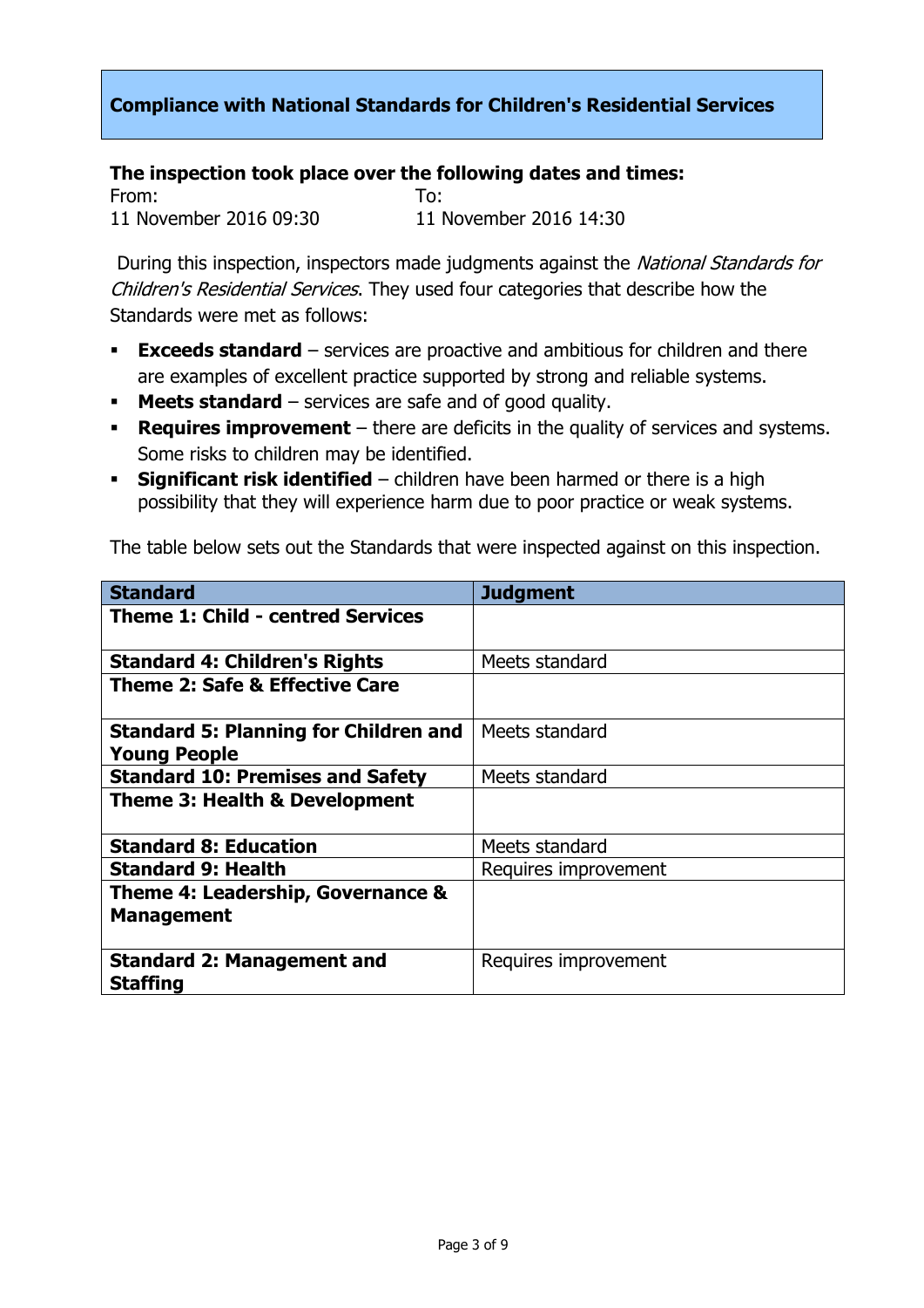## Compliance with National Standards for Children's Residential Services

**The inspection took place over the following dates and times:**

| From: | To: |
|---|---|
| 11 November 2016 09:30 | 11 November 2016 14:30 |

During this inspection, inspectors made judgments against the *National Standards for Children's Residential Services*. They used four categories that describe how the Standards were met as follows:

- **Exceeds standard** – services are proactive and ambitious for children and there are examples of excellent practice supported by strong and reliable systems.
- **Meets standard** – services are safe and of good quality.
- **Requires improvement** – there are deficits in the quality of services and systems. Some risks to children may be identified.
- **Significant risk identified** – children have been harmed or there is a high possibility that they will experience harm due to poor practice or weak systems.

The table below sets out the Standards that were inspected against on this inspection.

| Standard | Judgment |
|---|---|
| **Theme 1: Child - centred Services** | |
| **Standard 4: Children's Rights** | Meets standard |
| **Theme 2: Safe & Effective Care** | |
| **Standard 5: Planning for Children and Young People** | Meets standard |
| **Standard 10: Premises and Safety** | Meets standard |
| **Theme 3: Health & Development** | |
| **Standard 8: Education** | Meets standard |
| **Standard 9: Health** | Requires improvement |
| **Theme 4: Leadership, Governance & Management** | |
| **Standard 2: Management and Staffing** | Requires improvement |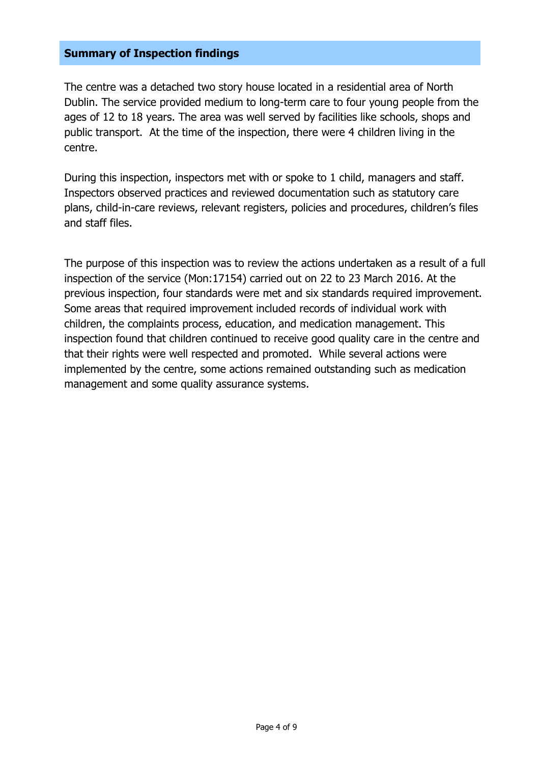## Summary of Inspection findings

The centre was a detached two story house located in a residential area of North Dublin. The service provided medium to long-term care to four young people from the ages of 12 to 18 years. The area was well served by facilities like schools, shops and public transport. At the time of the inspection, there were 4 children living in the centre.

During this inspection, inspectors met with or spoke to 1 child, managers and staff. Inspectors observed practices and reviewed documentation such as statutory care plans, child-in-care reviews, relevant registers, policies and procedures, children's files and staff files.

The purpose of this inspection was to review the actions undertaken as a result of a full inspection of the service (Mon:17154) carried out on 22 to 23 March 2016. At the previous inspection, four standards were met and six standards required improvement. Some areas that required improvement included records of individual work with children, the complaints process, education, and medication management. This inspection found that children continued to receive good quality care in the centre and that their rights were well respected and promoted. While several actions were implemented by the centre, some actions remained outstanding such as medication management and some quality assurance systems.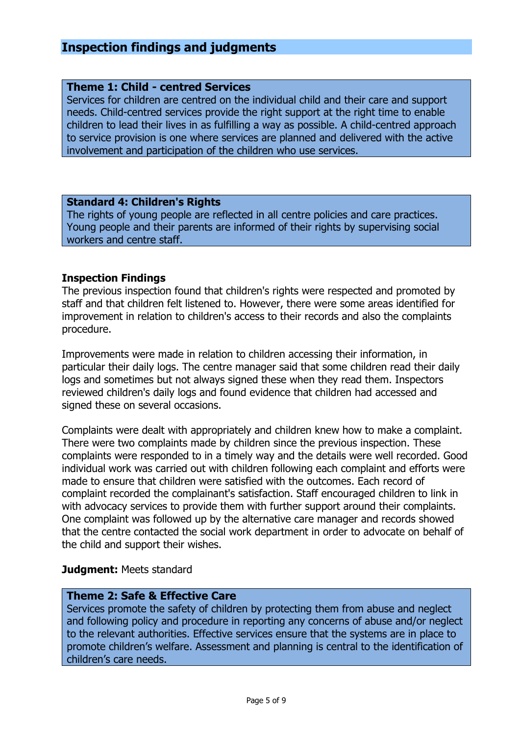## Inspection findings and judgments

**Theme 1: Child - centred Services**

Services for children are centred on the individual child and their care and support needs. Child-centred services provide the right support at the right time to enable children to lead their lives in as fulfilling a way as possible. A child-centred approach to service provision is one where services are planned and delivered with the active involvement and participation of the children who use services.

**Standard 4: Children's Rights**

The rights of young people are reflected in all centre policies and care practices. Young people and their parents are informed of their rights by supervising social workers and centre staff.

### Inspection Findings

The previous inspection found that children's rights were respected and promoted by staff and that children felt listened to. However, there were some areas identified for improvement in relation to children's access to their records and also the complaints procedure.

Improvements were made in relation to children accessing their information, in particular their daily logs. The centre manager said that some children read their daily logs and sometimes but not always signed these when they read them. Inspectors reviewed children's daily logs and found evidence that children had accessed and signed these on several occasions.

Complaints were dealt with appropriately and children knew how to make a complaint. There were two complaints made by children since the previous inspection. These complaints were responded to in a timely way and the details were well recorded. Good individual work was carried out with children following each complaint and efforts were made to ensure that children were satisfied with the outcomes. Each record of complaint recorded the complainant's satisfaction. Staff encouraged children to link in with advocacy services to provide them with further support around their complaints. One complaint was followed up by the alternative care manager and records showed that the centre contacted the social work department in order to advocate on behalf of the child and support their wishes.

**Judgment:** Meets standard

**Theme 2: Safe & Effective Care**

Services promote the safety of children by protecting them from abuse and neglect and following policy and procedure in reporting any concerns of abuse and/or neglect to the relevant authorities. Effective services ensure that the systems are in place to promote children's welfare. Assessment and planning is central to the identification of children's care needs.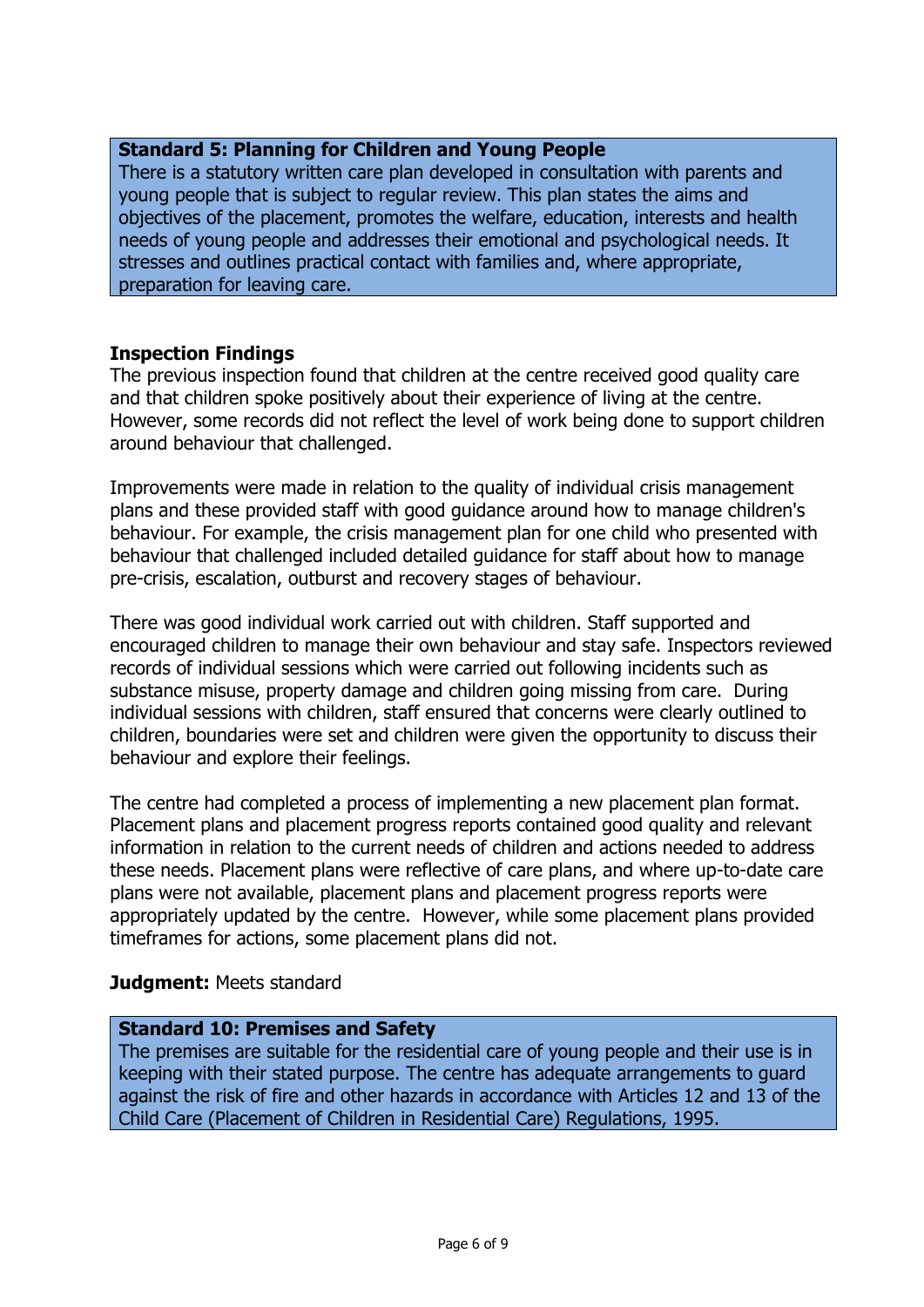**Standard 5: Planning for Children and Young People**
There is a statutory written care plan developed in consultation with parents and young people that is subject to regular review. This plan states the aims and objectives of the placement, promotes the welfare, education, interests and health needs of young people and addresses their emotional and psychological needs. It stresses and outlines practical contact with families and, where appropriate, preparation for leaving care.

**Inspection Findings**

The previous inspection found that children at the centre received good quality care and that children spoke positively about their experience of living at the centre. However, some records did not reflect the level of work being done to support children around behaviour that challenged.

Improvements were made in relation to the quality of individual crisis management plans and these provided staff with good guidance around how to manage children's behaviour. For example, the crisis management plan for one child who presented with behaviour that challenged included detailed guidance for staff about how to manage pre-crisis, escalation, outburst and recovery stages of behaviour.

There was good individual work carried out with children. Staff supported and encouraged children to manage their own behaviour and stay safe. Inspectors reviewed records of individual sessions which were carried out following incidents such as substance misuse, property damage and children going missing from care. During individual sessions with children, staff ensured that concerns were clearly outlined to children, boundaries were set and children were given the opportunity to discuss their behaviour and explore their feelings.

The centre had completed a process of implementing a new placement plan format. Placement plans and placement progress reports contained good quality and relevant information in relation to the current needs of children and actions needed to address these needs. Placement plans were reflective of care plans, and where up-to-date care plans were not available, placement plans and placement progress reports were appropriately updated by the centre. However, while some placement plans provided timeframes for actions, some placement plans did not.

**Judgment:** Meets standard

**Standard 10: Premises and Safety**
The premises are suitable for the residential care of young people and their use is in keeping with their stated purpose. The centre has adequate arrangements to guard against the risk of fire and other hazards in accordance with Articles 12 and 13 of the Child Care (Placement of Children in Residential Care) Regulations, 1995.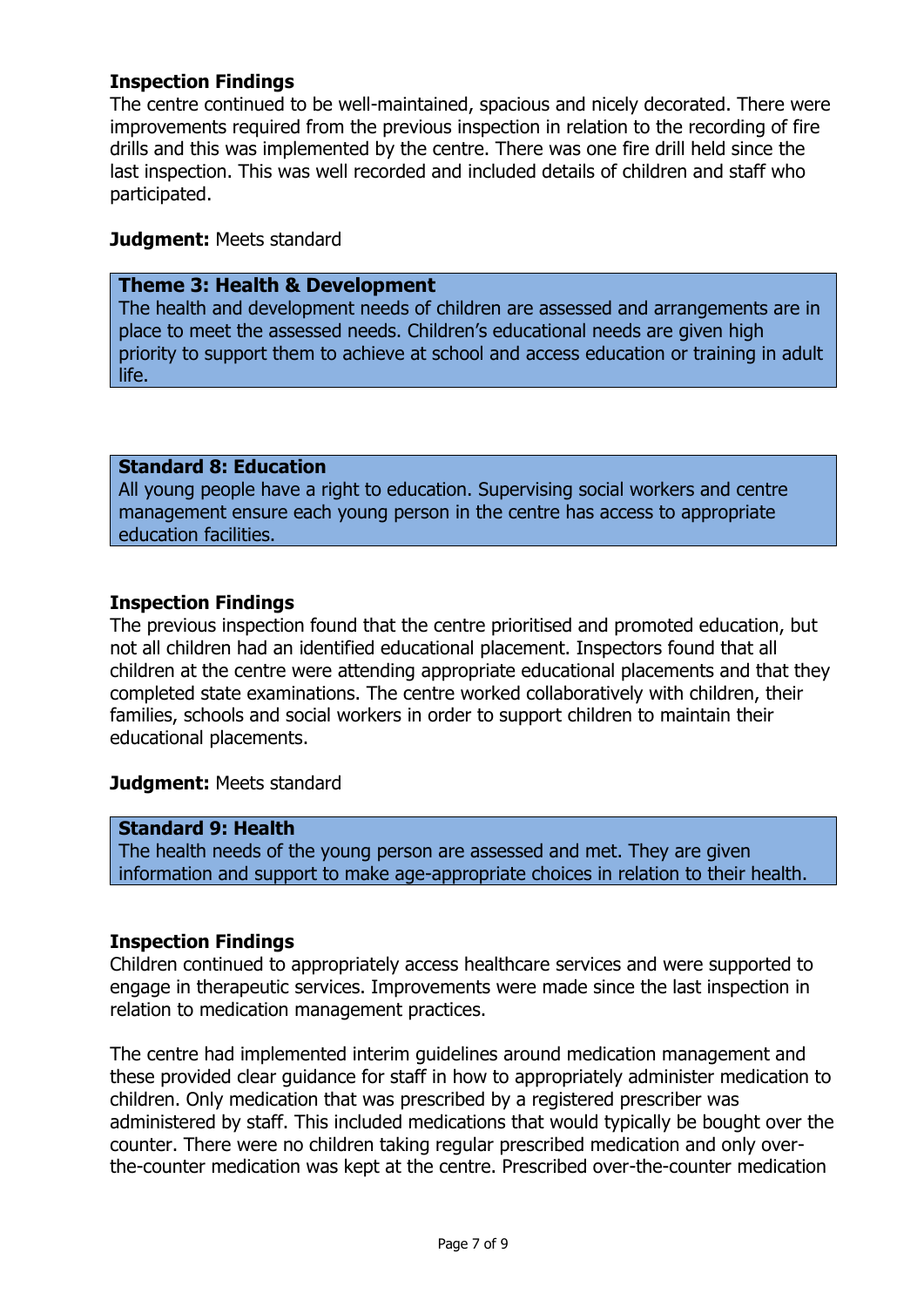### Inspection Findings

The centre continued to be well-maintained, spacious and nicely decorated. There were improvements required from the previous inspection in relation to the recording of fire drills and this was implemented by the centre. There was one fire drill held since the last inspection. This was well recorded and included details of children and staff who participated.

**Judgment:** Meets standard

## Theme 3: Health & Development

The health and development needs of children are assessed and arrangements are in place to meet the assessed needs. Children's educational needs are given high priority to support them to achieve at school and access education or training in adult life.

### Standard 8: Education

All young people have a right to education. Supervising social workers and centre management ensure each young person in the centre has access to appropriate education facilities.

### Inspection Findings

The previous inspection found that the centre prioritised and promoted education, but not all children had an identified educational placement. Inspectors found that all children at the centre were attending appropriate educational placements and that they completed state examinations. The centre worked collaboratively with children, their families, schools and social workers in order to support children to maintain their educational placements.

**Judgment:** Meets standard

### Standard 9: Health

The health needs of the young person are assessed and met. They are given information and support to make age-appropriate choices in relation to their health.

### Inspection Findings

Children continued to appropriately access healthcare services and were supported to engage in therapeutic services. Improvements were made since the last inspection in relation to medication management practices.

The centre had implemented interim guidelines around medication management and these provided clear guidance for staff in how to appropriately administer medication to children. Only medication that was prescribed by a registered prescriber was administered by staff. This included medications that would typically be bought over the counter. There were no children taking regular prescribed medication and only over-the-counter medication was kept at the centre. Prescribed over-the-counter medication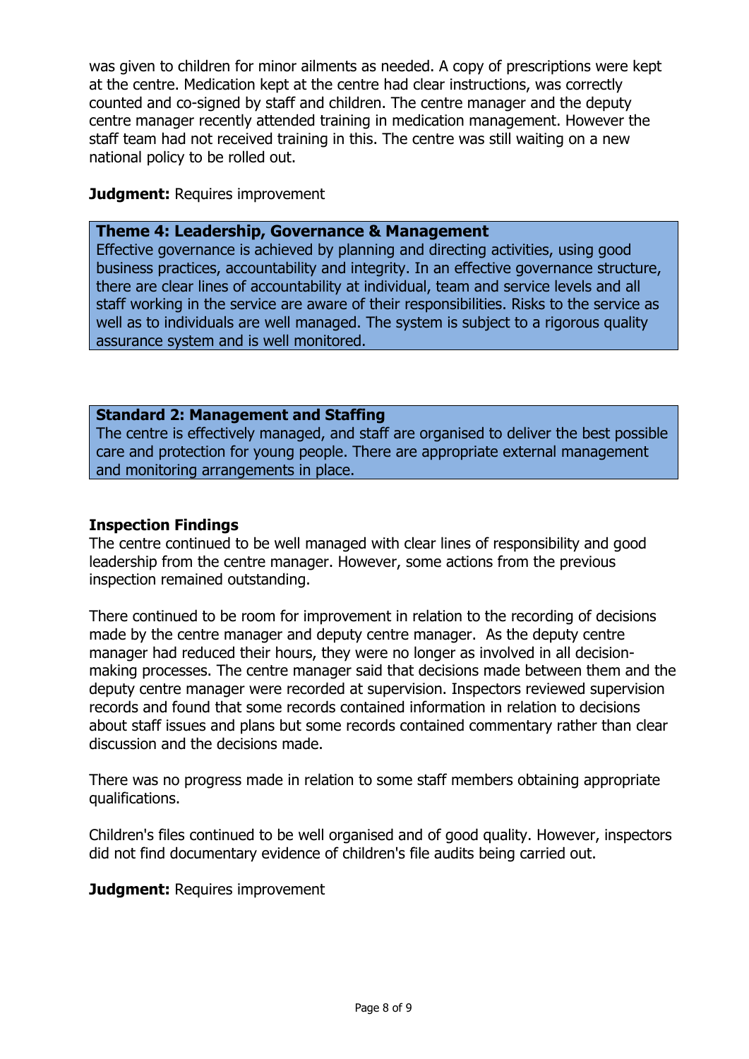was given to children for minor ailments as needed. A copy of prescriptions were kept at the centre. Medication kept at the centre had clear instructions, was correctly counted and co-signed by staff and children. The centre manager and the deputy centre manager recently attended training in medication management. However the staff team had not received training in this. The centre was still waiting on a new national policy to be rolled out.

**Judgment:** Requires improvement

**Theme 4: Leadership, Governance & Management**
Effective governance is achieved by planning and directing activities, using good business practices, accountability and integrity. In an effective governance structure, there are clear lines of accountability at individual, team and service levels and all staff working in the service are aware of their responsibilities. Risks to the service as well as to individuals are well managed. The system is subject to a rigorous quality assurance system and is well monitored.

**Standard 2: Management and Staffing**
The centre is effectively managed, and staff are organised to deliver the best possible care and protection for young people. There are appropriate external management and monitoring arrangements in place.

### Inspection Findings

The centre continued to be well managed with clear lines of responsibility and good leadership from the centre manager. However, some actions from the previous inspection remained outstanding.

There continued to be room for improvement in relation to the recording of decisions made by the centre manager and deputy centre manager. As the deputy centre manager had reduced their hours, they were no longer as involved in all decision-making processes. The centre manager said that decisions made between them and the deputy centre manager were recorded at supervision. Inspectors reviewed supervision records and found that some records contained information in relation to decisions about staff issues and plans but some records contained commentary rather than clear discussion and the decisions made.

There was no progress made in relation to some staff members obtaining appropriate qualifications.

Children's files continued to be well organised and of good quality. However, inspectors did not find documentary evidence of children's file audits being carried out.

**Judgment:** Requires improvement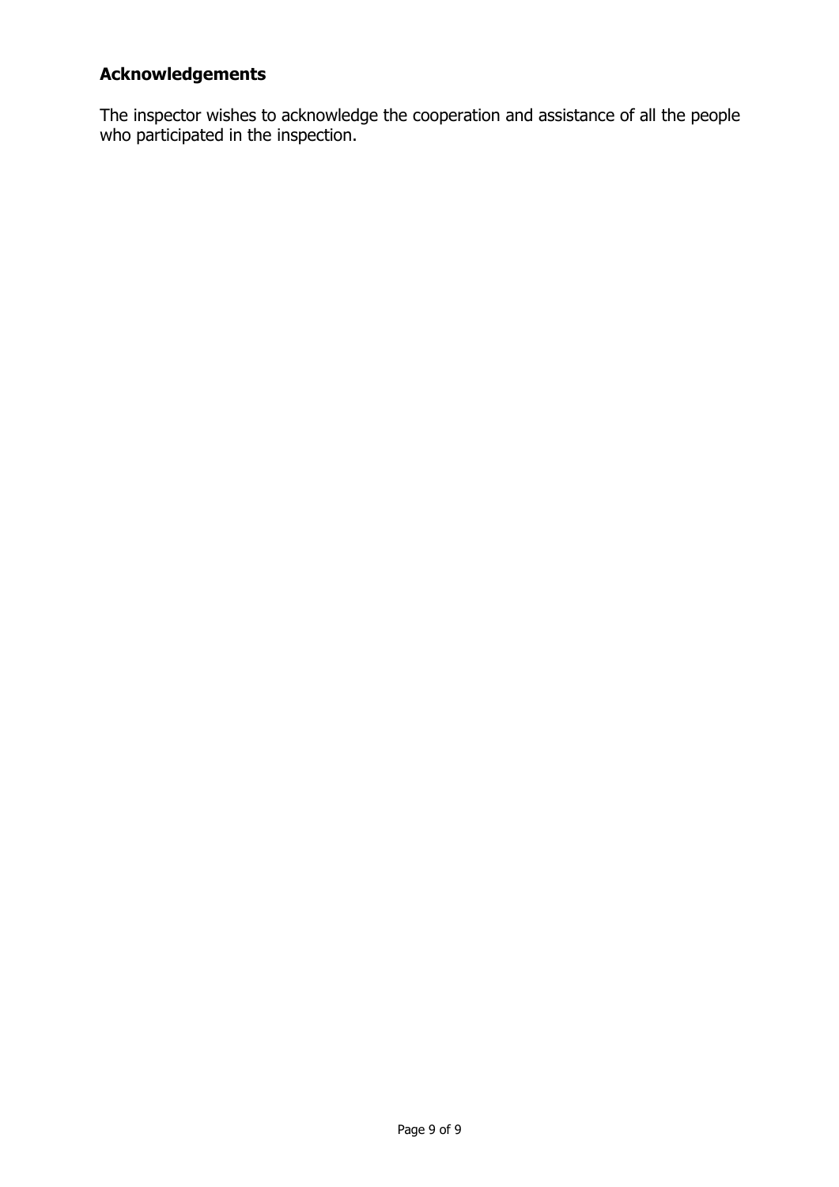## Acknowledgements

The inspector wishes to acknowledge the cooperation and assistance of all the people who participated in the inspection.